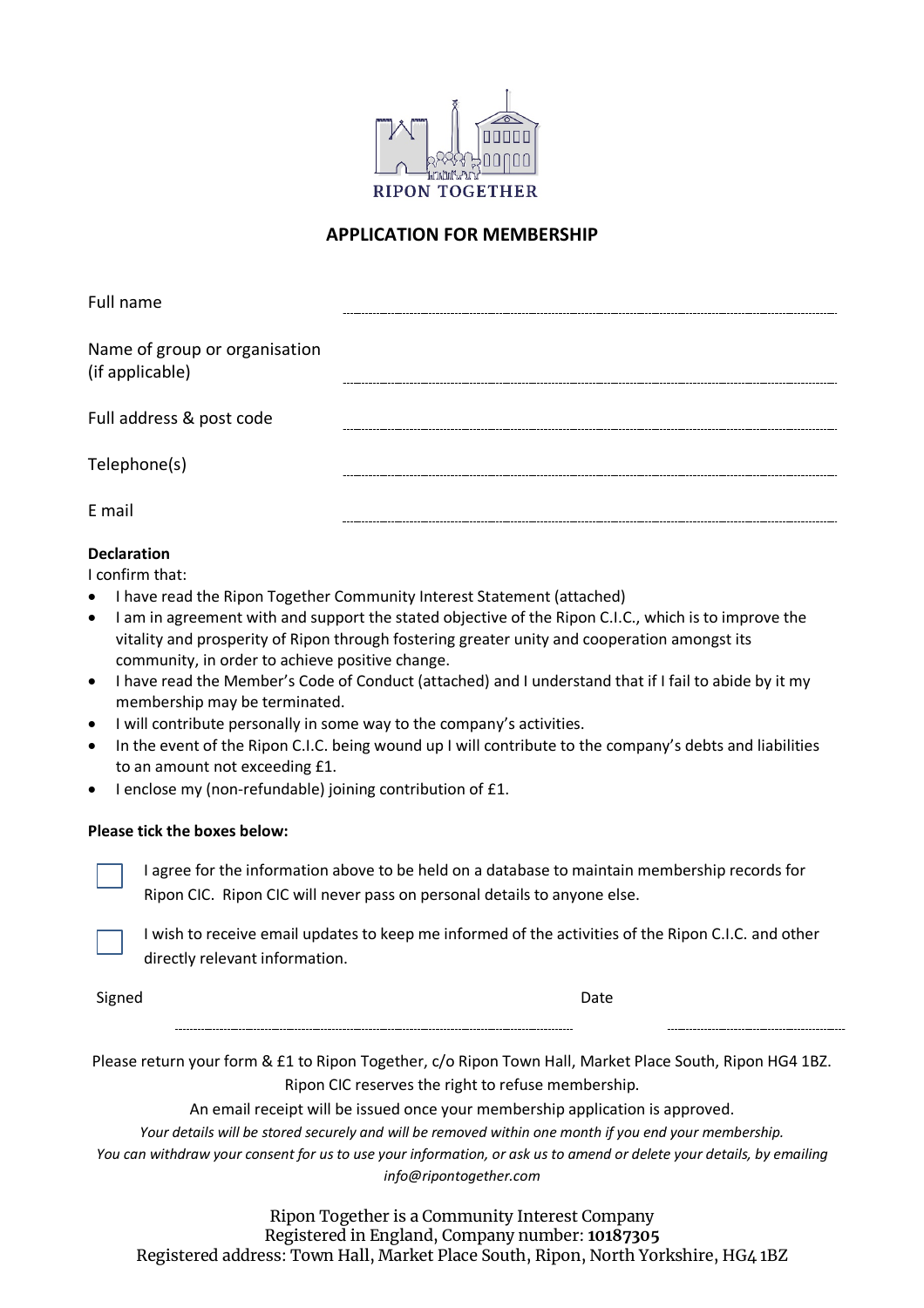RIPON TOGETHER

# APPLICATION FOR MEMBERSHIP

Full name ..............................................................................................................................

Name of group or organisation (if applicable) ..............................................................................................................................

Full address & post code ..............................................................................................................................

Telephone(s) ..............................................................................................................................

E mail ..............................................................................................................................

**Declaration**

I confirm that:

- I have read the Ripon Together Community Interest Statement (attached)
- I am in agreement with and support the stated objective of the Ripon C.I.C., which is to improve the vitality and prosperity of Ripon through fostering greater unity and cooperation amongst its community, in order to achieve positive change.
- I have read the Member's Code of Conduct (attached) and I understand that if I fail to abide by it my membership may be terminated.
- I will contribute personally in some way to the company's activities.
- In the event of the Ripon C.I.C. being wound up I will contribute to the company's debts and liabilities to an amount not exceeding £1.
- I enclose my (non-refundable) joining contribution of £1.

**Please tick the boxes below:**

☐ I agree for the information above to be held on a database to maintain membership records for Ripon CIC. Ripon CIC will never pass on personal details to anyone else.

☐ I wish to receive email updates to keep me informed of the activities of the Ripon C.I.C. and other directly relevant information.

Signed .............................................................................. Date ..............................................

Please return your form & £1 to Ripon Together, c/o Ripon Town Hall, Market Place South, Ripon HG4 1BZ.
Ripon CIC reserves the right to refuse membership.

An email receipt will be issued once your membership application is approved.

*Your details will be stored securely and will be removed within one month if you end your membership.*

*You can withdraw your consent for us to use your information, or ask us to amend or delete your details, by emailing info@ripontogether.com*

Ripon Together is a Community Interest Company
Registered in England, Company number: **10187305**
Registered address: Town Hall, Market Place South, Ripon, North Yorkshire, HG4 1BZ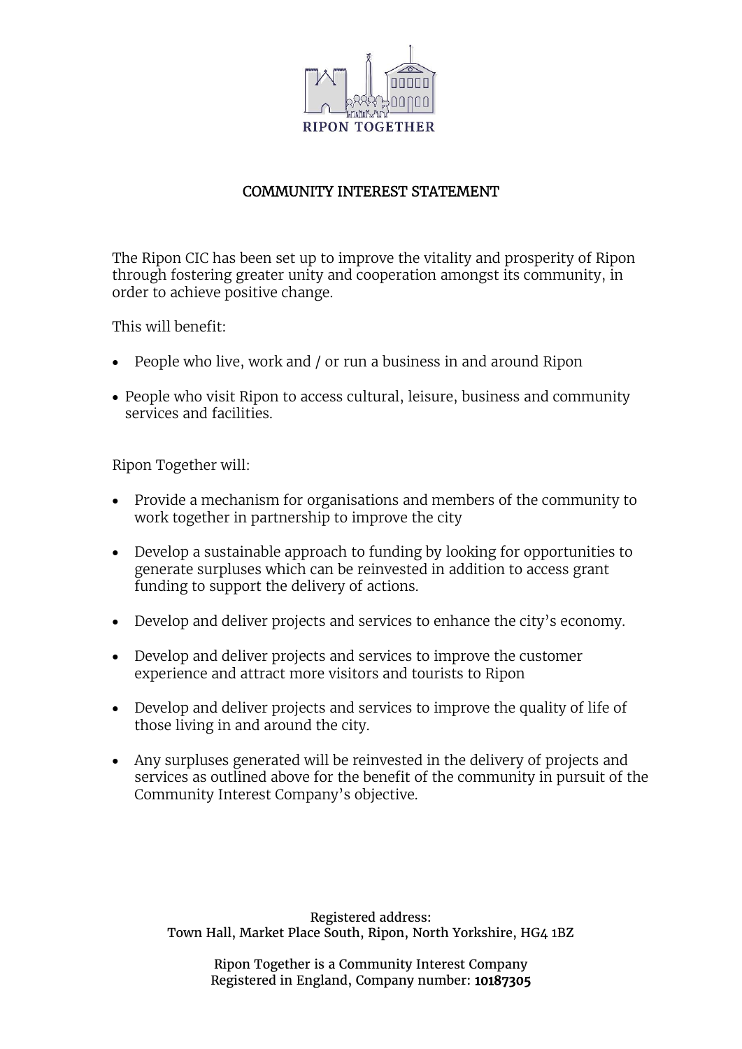RIPON TOGETHER

# COMMUNITY INTEREST STATEMENT

The Ripon CIC has been set up to improve the vitality and prosperity of Ripon through fostering greater unity and cooperation amongst its community, in order to achieve positive change.

This will benefit:

- People who live, work and / or run a business in and around Ripon
- People who visit Ripon to access cultural, leisure, business and community services and facilities.

Ripon Together will:

- Provide a mechanism for organisations and members of the community to work together in partnership to improve the city
- Develop a sustainable approach to funding by looking for opportunities to generate surpluses which can be reinvested in addition to access grant funding to support the delivery of actions.
- Develop and deliver projects and services to enhance the city's economy.
- Develop and deliver projects and services to improve the customer experience and attract more visitors and tourists to Ripon
- Develop and deliver projects and services to improve the quality of life of those living in and around the city.
- Any surpluses generated will be reinvested in the delivery of projects and services as outlined above for the benefit of the community in pursuit of the Community Interest Company's objective.

Registered address:
Town Hall, Market Place South, Ripon, North Yorkshire, HG4 1BZ

Ripon Together is a Community Interest Company
Registered in England, Company number: **10187305**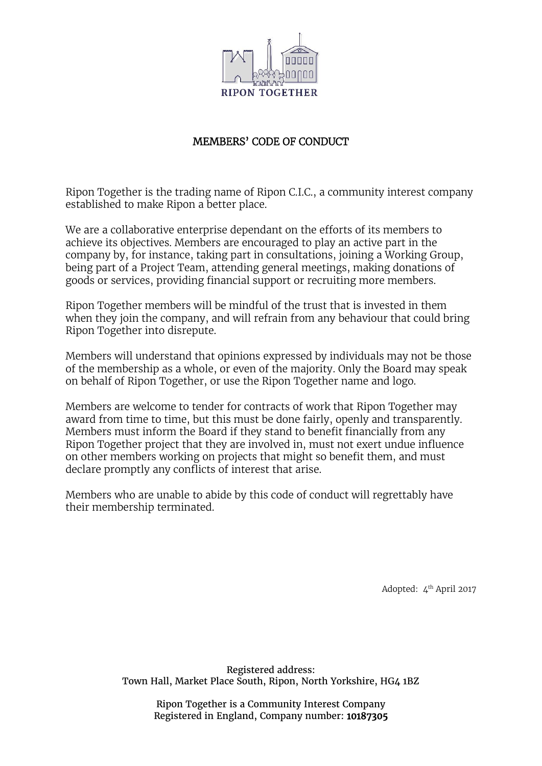RIPON TOGETHER

# MEMBERS' CODE OF CONDUCT

Ripon Together is the trading name of Ripon C.I.C., a community interest company established to make Ripon a better place.

We are a collaborative enterprise dependant on the efforts of its members to achieve its objectives. Members are encouraged to play an active part in the company by, for instance, taking part in consultations, joining a Working Group, being part of a Project Team, attending general meetings, making donations of goods or services, providing financial support or recruiting more members.

Ripon Together members will be mindful of the trust that is invested in them when they join the company, and will refrain from any behaviour that could bring Ripon Together into disrepute.

Members will understand that opinions expressed by individuals may not be those of the membership as a whole, or even of the majority. Only the Board may speak on behalf of Ripon Together, or use the Ripon Together name and logo.

Members are welcome to tender for contracts of work that Ripon Together may award from time to time, but this must be done fairly, openly and transparently. Members must inform the Board if they stand to benefit financially from any Ripon Together project that they are involved in, must not exert undue influence on other members working on projects that might so benefit them, and must declare promptly any conflicts of interest that arise.

Members who are unable to abide by this code of conduct will regrettably have their membership terminated.

Adopted: 4th April 2017

Registered address:
Town Hall, Market Place South, Ripon, North Yorkshire, HG4 1BZ

Ripon Together is a Community Interest Company
Registered in England, Company number: **10187305**